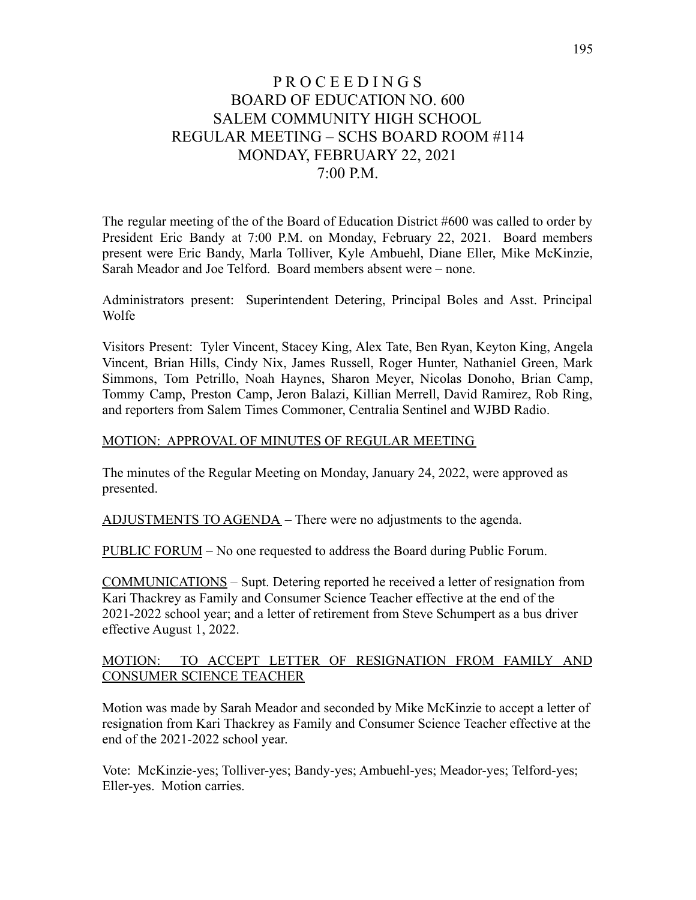# P R O C E E D I N G S
# BOARD OF EDUCATION NO. 600
# SALEM COMMUNITY HIGH SCHOOL
# REGULAR MEETING – SCHS BOARD ROOM #114
# MONDAY, FEBRUARY 22, 2021
# 7:00 P.M.

The regular meeting of the of the Board of Education District #600 was called to order by President Eric Bandy at 7:00 P.M. on Monday, February 22, 2021. Board members present were Eric Bandy, Marla Tolliver, Kyle Ambuehl, Diane Eller, Mike McKinzie, Sarah Meador and Joe Telford. Board members absent were – none.

Administrators present: Superintendent Detering, Principal Boles and Asst. Principal Wolfe

Visitors Present: Tyler Vincent, Stacey King, Alex Tate, Ben Ryan, Keyton King, Angela Vincent, Brian Hills, Cindy Nix, James Russell, Roger Hunter, Nathaniel Green, Mark Simmons, Tom Petrillo, Noah Haynes, Sharon Meyer, Nicolas Donoho, Brian Camp, Tommy Camp, Preston Camp, Jeron Balazi, Killian Merrell, David Ramirez, Rob Ring, and reporters from Salem Times Commoner, Centralia Sentinel and WJBD Radio.

<u>MOTION: APPROVAL OF MINUTES OF REGULAR MEETING</u>

The minutes of the Regular Meeting on Monday, January 24, 2022, were approved as presented.

<u>ADJUSTMENTS TO AGENDA</u> – There were no adjustments to the agenda.

<u>PUBLIC FORUM</u> – No one requested to address the Board during Public Forum.

<u>COMMUNICATIONS</u> – Supt. Detering reported he received a letter of resignation from Kari Thackrey as Family and Consumer Science Teacher effective at the end of the 2021-2022 school year; and a letter of retirement from Steve Schumpert as a bus driver effective August 1, 2022.

<u>MOTION: TO ACCEPT LETTER OF RESIGNATION FROM FAMILY AND CONSUMER SCIENCE TEACHER</u>

Motion was made by Sarah Meador and seconded by Mike McKinzie to accept a letter of resignation from Kari Thackrey as Family and Consumer Science Teacher effective at the end of the 2021-2022 school year.

Vote: McKinzie-yes; Tolliver-yes; Bandy-yes; Ambuehl-yes; Meador-yes; Telford-yes; Eller-yes. Motion carries.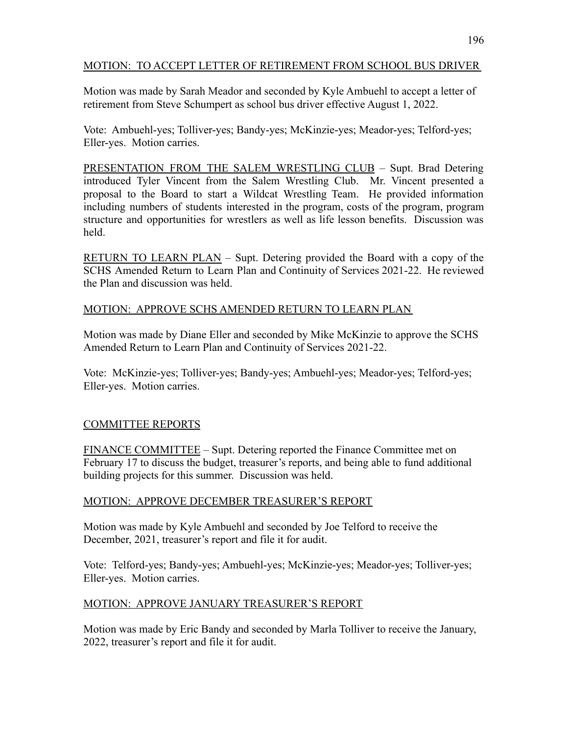MOTION: TO ACCEPT LETTER OF RETIREMENT FROM SCHOOL BUS DRIVER

Motion was made by Sarah Meador and seconded by Kyle Ambuehl to accept a letter of retirement from Steve Schumpert as school bus driver effective August 1, 2022.

Vote: Ambuehl-yes; Tolliver-yes; Bandy-yes; McKinzie-yes; Meador-yes; Telford-yes; Eller-yes. Motion carries.

PRESENTATION FROM THE SALEM WRESTLING CLUB – Supt. Brad Detering introduced Tyler Vincent from the Salem Wrestling Club. Mr. Vincent presented a proposal to the Board to start a Wildcat Wrestling Team. He provided information including numbers of students interested in the program, costs of the program, program structure and opportunities for wrestlers as well as life lesson benefits. Discussion was held.

RETURN TO LEARN PLAN – Supt. Detering provided the Board with a copy of the SCHS Amended Return to Learn Plan and Continuity of Services 2021-22. He reviewed the Plan and discussion was held.

MOTION: APPROVE SCHS AMENDED RETURN TO LEARN PLAN

Motion was made by Diane Eller and seconded by Mike McKinzie to approve the SCHS Amended Return to Learn Plan and Continuity of Services 2021-22.

Vote: McKinzie-yes; Tolliver-yes; Bandy-yes; Ambuehl-yes; Meador-yes; Telford-yes; Eller-yes. Motion carries.

COMMITTEE REPORTS

FINANCE COMMITTEE – Supt. Detering reported the Finance Committee met on February 17 to discuss the budget, treasurer's reports, and being able to fund additional building projects for this summer. Discussion was held.

MOTION: APPROVE DECEMBER TREASURER'S REPORT

Motion was made by Kyle Ambuehl and seconded by Joe Telford to receive the December, 2021, treasurer's report and file it for audit.

Vote: Telford-yes; Bandy-yes; Ambuehl-yes; McKinzie-yes; Meador-yes; Tolliver-yes; Eller-yes. Motion carries.

MOTION: APPROVE JANUARY TREASURER'S REPORT

Motion was made by Eric Bandy and seconded by Marla Tolliver to receive the January, 2022, treasurer's report and file it for audit.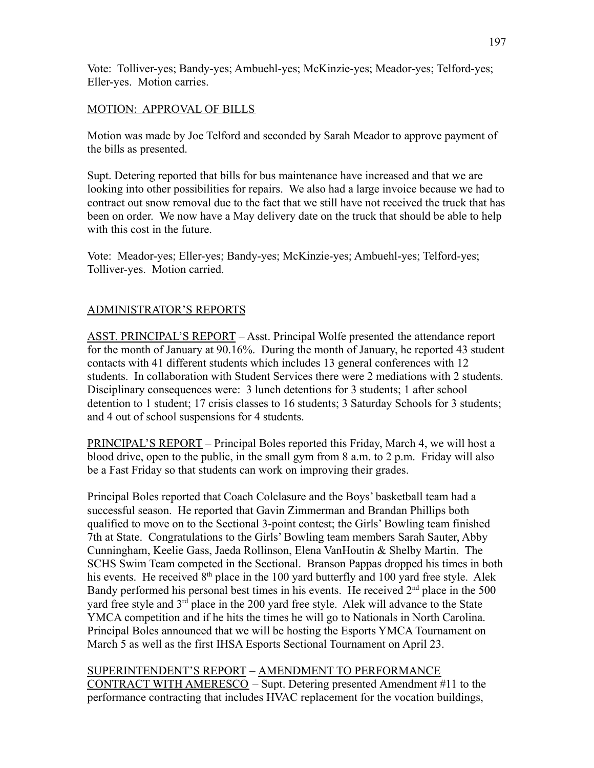Vote: Tolliver-yes; Bandy-yes; Ambuehl-yes; McKinzie-yes; Meador-yes; Telford-yes; Eller-yes. Motion carries.

MOTION: APPROVAL OF BILLS

Motion was made by Joe Telford and seconded by Sarah Meador to approve payment of the bills as presented.

Supt. Detering reported that bills for bus maintenance have increased and that we are looking into other possibilities for repairs. We also had a large invoice because we had to contract out snow removal due to the fact that we still have not received the truck that has been on order. We now have a May delivery date on the truck that should be able to help with this cost in the future.

Vote: Meador-yes; Eller-yes; Bandy-yes; McKinzie-yes; Ambuehl-yes; Telford-yes; Tolliver-yes. Motion carried.

ADMINISTRATOR'S REPORTS

ASST. PRINCIPAL'S REPORT – Asst. Principal Wolfe presented the attendance report for the month of January at 90.16%. During the month of January, he reported 43 student contacts with 41 different students which includes 13 general conferences with 12 students. In collaboration with Student Services there were 2 mediations with 2 students. Disciplinary consequences were: 3 lunch detentions for 3 students; 1 after school detention to 1 student; 17 crisis classes to 16 students; 3 Saturday Schools for 3 students; and 4 out of school suspensions for 4 students.

PRINCIPAL'S REPORT – Principal Boles reported this Friday, March 4, we will host a blood drive, open to the public, in the small gym from 8 a.m. to 2 p.m. Friday will also be a Fast Friday so that students can work on improving their grades.

Principal Boles reported that Coach Colclasure and the Boys' basketball team had a successful season. He reported that Gavin Zimmerman and Brandan Phillips both qualified to move on to the Sectional 3-point contest; the Girls' Bowling team finished 7th at State. Congratulations to the Girls' Bowling team members Sarah Sauter, Abby Cunningham, Keelie Gass, Jaeda Rollinson, Elena VanHoutin & Shelby Martin. The SCHS Swim Team competed in the Sectional. Branson Pappas dropped his times in both his events. He received 8th place in the 100 yard butterfly and 100 yard free style. Alek Bandy performed his personal best times in his events. He received 2nd place in the 500 yard free style and 3rd place in the 200 yard free style. Alek will advance to the State YMCA competition and if he hits the times he will go to Nationals in North Carolina. Principal Boles announced that we will be hosting the Esports YMCA Tournament on March 5 as well as the first IHSA Esports Sectional Tournament on April 23.

SUPERINTENDENT'S REPORT – AMENDMENT TO PERFORMANCE CONTRACT WITH AMERESCO – Supt. Detering presented Amendment #11 to the performance contracting that includes HVAC replacement for the vocation buildings,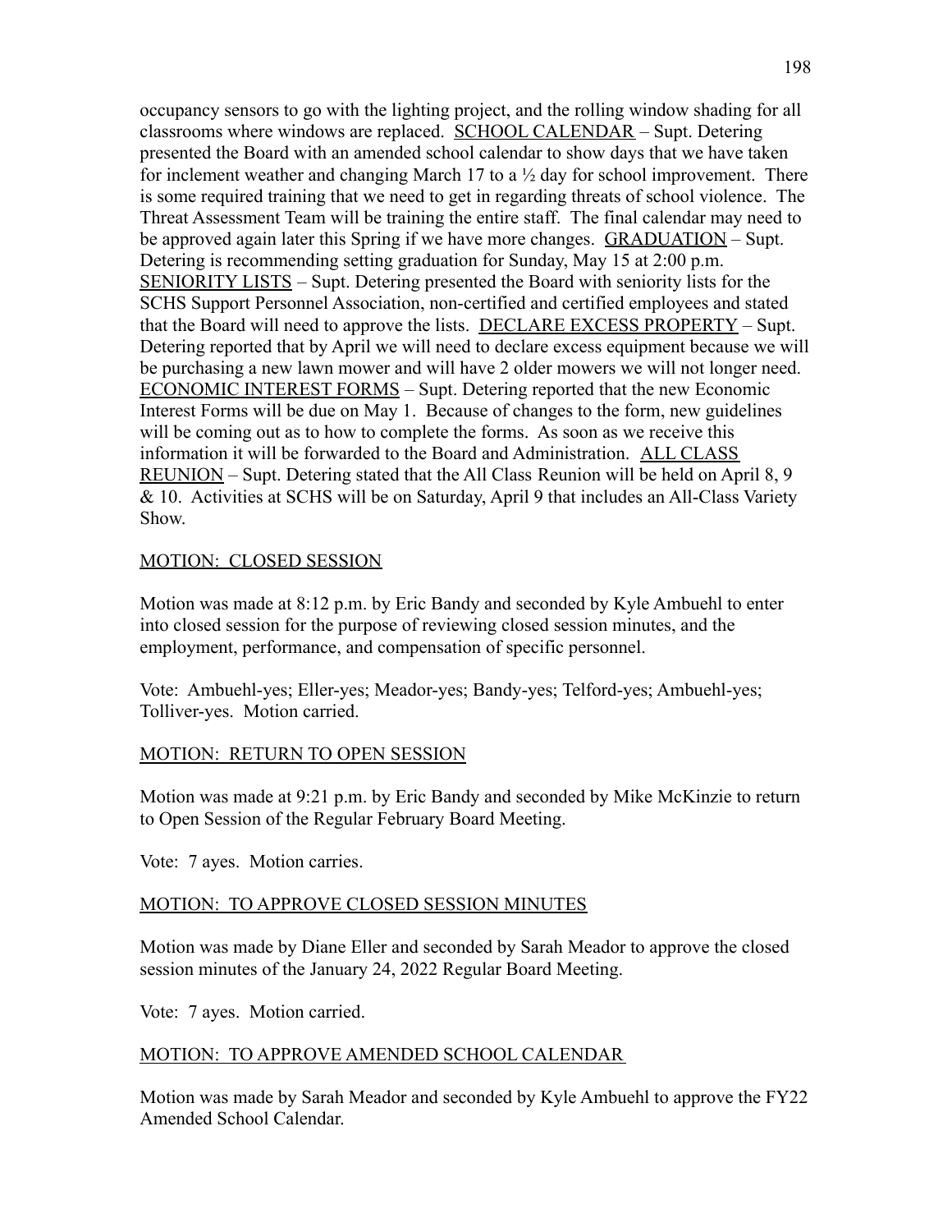occupancy sensors to go with the lighting project, and the rolling window shading for all classrooms where windows are replaced. SCHOOL CALENDAR – Supt. Detering presented the Board with an amended school calendar to show days that we have taken for inclement weather and changing March 17 to a ½ day for school improvement. There is some required training that we need to get in regarding threats of school violence. The Threat Assessment Team will be training the entire staff. The final calendar may need to be approved again later this Spring if we have more changes. GRADUATION – Supt. Detering is recommending setting graduation for Sunday, May 15 at 2:00 p.m. SENIORITY LISTS – Supt. Detering presented the Board with seniority lists for the SCHS Support Personnel Association, non-certified and certified employees and stated that the Board will need to approve the lists. DECLARE EXCESS PROPERTY – Supt. Detering reported that by April we will need to declare excess equipment because we will be purchasing a new lawn mower and will have 2 older mowers we will not longer need. ECONOMIC INTEREST FORMS – Supt. Detering reported that the new Economic Interest Forms will be due on May 1. Because of changes to the form, new guidelines will be coming out as to how to complete the forms. As soon as we receive this information it will be forwarded to the Board and Administration. ALL CLASS REUNION – Supt. Detering stated that the All Class Reunion will be held on April 8, 9 & 10. Activities at SCHS will be on Saturday, April 9 that includes an All-Class Variety Show.

MOTION: CLOSED SESSION

Motion was made at 8:12 p.m. by Eric Bandy and seconded by Kyle Ambuehl to enter into closed session for the purpose of reviewing closed session minutes, and the employment, performance, and compensation of specific personnel.

Vote: Ambuehl-yes; Eller-yes; Meador-yes; Bandy-yes; Telford-yes; Ambuehl-yes; Tolliver-yes. Motion carried.

MOTION: RETURN TO OPEN SESSION

Motion was made at 9:21 p.m. by Eric Bandy and seconded by Mike McKinzie to return to Open Session of the Regular February Board Meeting.

Vote: 7 ayes. Motion carries.

MOTION: TO APPROVE CLOSED SESSION MINUTES

Motion was made by Diane Eller and seconded by Sarah Meador to approve the closed session minutes of the January 24, 2022 Regular Board Meeting.

Vote: 7 ayes. Motion carried.

MOTION: TO APPROVE AMENDED SCHOOL CALENDAR

Motion was made by Sarah Meador and seconded by Kyle Ambuehl to approve the FY22 Amended School Calendar.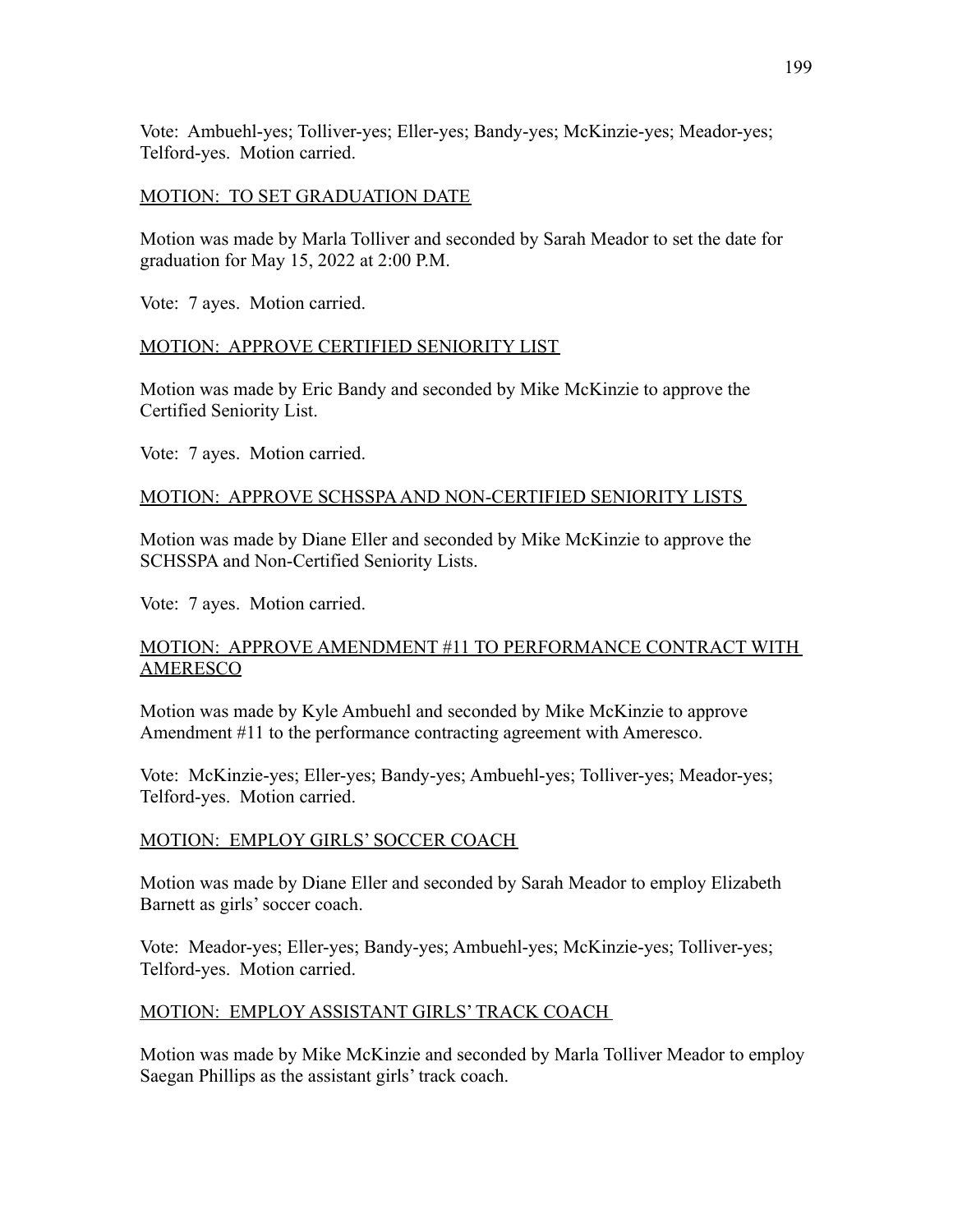Vote: Ambuehl-yes; Tolliver-yes; Eller-yes; Bandy-yes; McKinzie-yes; Meador-yes; Telford-yes. Motion carried.

<u>MOTION: TO SET GRADUATION DATE</u>

Motion was made by Marla Tolliver and seconded by Sarah Meador to set the date for graduation for May 15, 2022 at 2:00 P.M.

Vote: 7 ayes. Motion carried.

<u>MOTION: APPROVE CERTIFIED SENIORITY LIST</u>

Motion was made by Eric Bandy and seconded by Mike McKinzie to approve the Certified Seniority List.

Vote: 7 ayes. Motion carried.

<u>MOTION: APPROVE SCHSSPA AND NON-CERTIFIED SENIORITY LISTS</u>

Motion was made by Diane Eller and seconded by Mike McKinzie to approve the SCHSSPA and Non-Certified Seniority Lists.

Vote: 7 ayes. Motion carried.

<u>MOTION: APPROVE AMENDMENT #11 TO PERFORMANCE CONTRACT WITH AMERESCO</u>

Motion was made by Kyle Ambuehl and seconded by Mike McKinzie to approve Amendment #11 to the performance contracting agreement with Ameresco.

Vote: McKinzie-yes; Eller-yes; Bandy-yes; Ambuehl-yes; Tolliver-yes; Meador-yes; Telford-yes. Motion carried.

<u>MOTION: EMPLOY GIRLS' SOCCER COACH</u>

Motion was made by Diane Eller and seconded by Sarah Meador to employ Elizabeth Barnett as girls' soccer coach.

Vote: Meador-yes; Eller-yes; Bandy-yes; Ambuehl-yes; McKinzie-yes; Tolliver-yes; Telford-yes. Motion carried.

<u>MOTION: EMPLOY ASSISTANT GIRLS' TRACK COACH</u>

Motion was made by Mike McKinzie and seconded by Marla Tolliver Meador to employ Saegan Phillips as the assistant girls' track coach.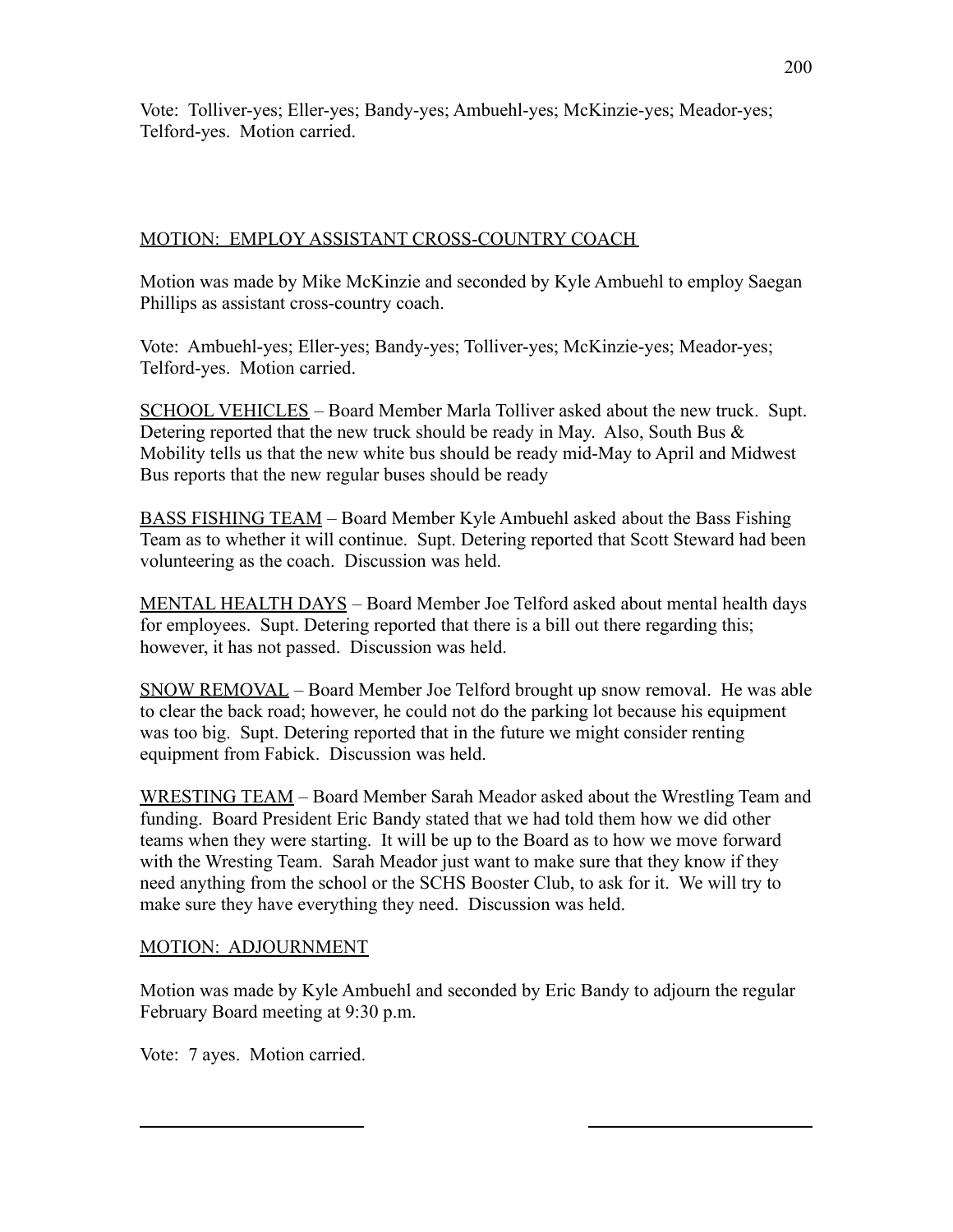Vote: Tolliver-yes; Eller-yes; Bandy-yes; Ambuehl-yes; McKinzie-yes; Meador-yes; Telford-yes. Motion carried.

MOTION: EMPLOY ASSISTANT CROSS-COUNTRY COACH

Motion was made by Mike McKinzie and seconded by Kyle Ambuehl to employ Saegan Phillips as assistant cross-country coach.

Vote: Ambuehl-yes; Eller-yes; Bandy-yes; Tolliver-yes; McKinzie-yes; Meador-yes; Telford-yes. Motion carried.

SCHOOL VEHICLES – Board Member Marla Tolliver asked about the new truck. Supt. Detering reported that the new truck should be ready in May. Also, South Bus & Mobility tells us that the new white bus should be ready mid-May to April and Midwest Bus reports that the new regular buses should be ready

BASS FISHING TEAM – Board Member Kyle Ambuehl asked about the Bass Fishing Team as to whether it will continue. Supt. Detering reported that Scott Steward had been volunteering as the coach. Discussion was held.

MENTAL HEALTH DAYS – Board Member Joe Telford asked about mental health days for employees. Supt. Detering reported that there is a bill out there regarding this; however, it has not passed. Discussion was held.

SNOW REMOVAL – Board Member Joe Telford brought up snow removal. He was able to clear the back road; however, he could not do the parking lot because his equipment was too big. Supt. Detering reported that in the future we might consider renting equipment from Fabick. Discussion was held.

WRESTING TEAM – Board Member Sarah Meador asked about the Wrestling Team and funding. Board President Eric Bandy stated that we had told them how we did other teams when they were starting. It will be up to the Board as to how we move forward with the Wresting Team. Sarah Meador just want to make sure that they know if they need anything from the school or the SCHS Booster Club, to ask for it. We will try to make sure they have everything they need. Discussion was held.

MOTION: ADJOURNMENT

Motion was made by Kyle Ambuehl and seconded by Eric Bandy to adjourn the regular February Board meeting at 9:30 p.m.

Vote: 7 ayes. Motion carried.

\_\_\_\_\_\_\_\_\_\_\_\_\_\_\_\_\_\_\_\_\_\_\_\_ \_\_\_\_\_\_\_\_\_\_\_\_\_\_\_\_\_\_\_\_\_\_\_\_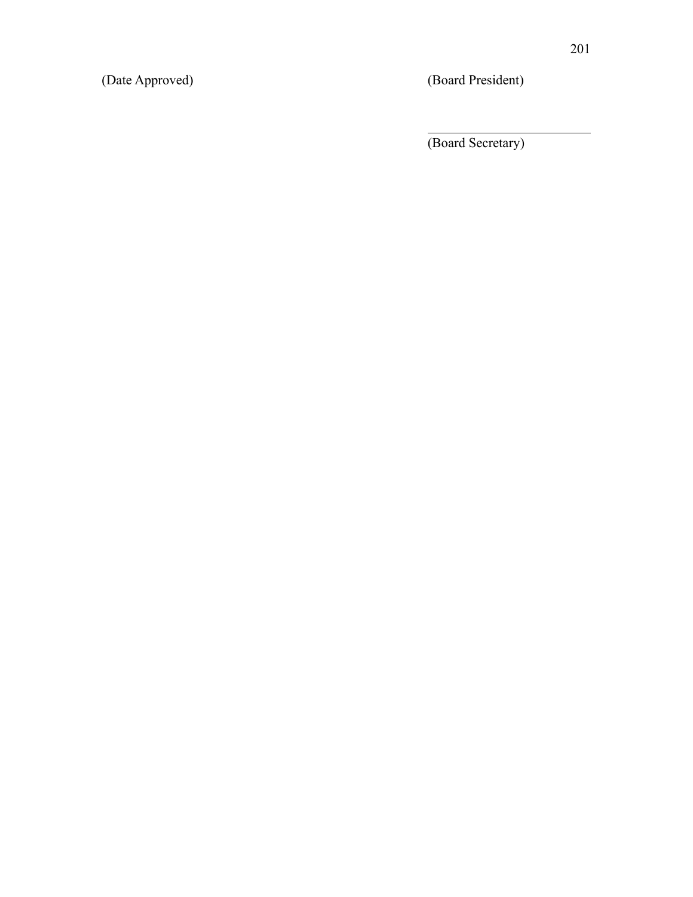(Date Approved) (Board President)

\_\_\_\_\_\_\_\_\_\_\_\_\_\_\_\_\_\_\_\_\_\_\_\_\_\_

(Board Secretary)